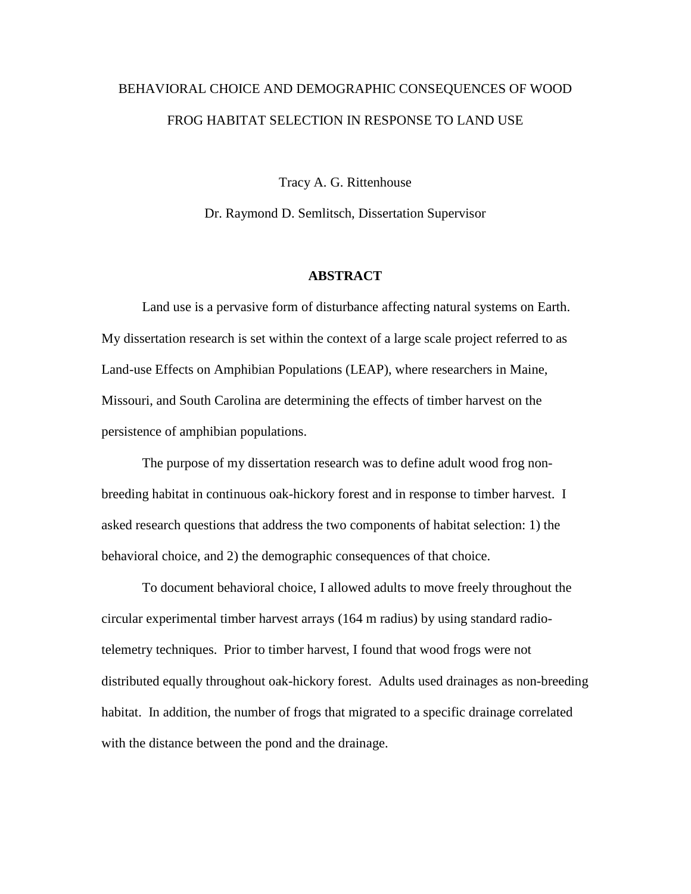# BEHAVIORAL CHOICE AND DEMOGRAPHIC CONSEQUENCES OF WOOD FROG HABITAT SELECTION IN RESPONSE TO LAND USE

Tracy A. G. Rittenhouse

Dr. Raymond D. Semlitsch, Dissertation Supervisor

## ABSTRACT

Land use is a pervasive form of disturbance affecting natural systems on Earth. My dissertation research is set within the context of a large scale project referred to as Land-use Effects on Amphibian Populations (LEAP), where researchers in Maine, Missouri, and South Carolina are determining the effects of timber harvest on the persistence of amphibian populations.

The purpose of my dissertation research was to define adult wood frog non-breeding habitat in continuous oak-hickory forest and in response to timber harvest. I asked research questions that address the two components of habitat selection: 1) the behavioral choice, and 2) the demographic consequences of that choice.

To document behavioral choice, I allowed adults to move freely throughout the circular experimental timber harvest arrays (164 m radius) by using standard radio-telemetry techniques. Prior to timber harvest, I found that wood frogs were not distributed equally throughout oak-hickory forest. Adults used drainages as non-breeding habitat. In addition, the number of frogs that migrated to a specific drainage correlated with the distance between the pond and the drainage.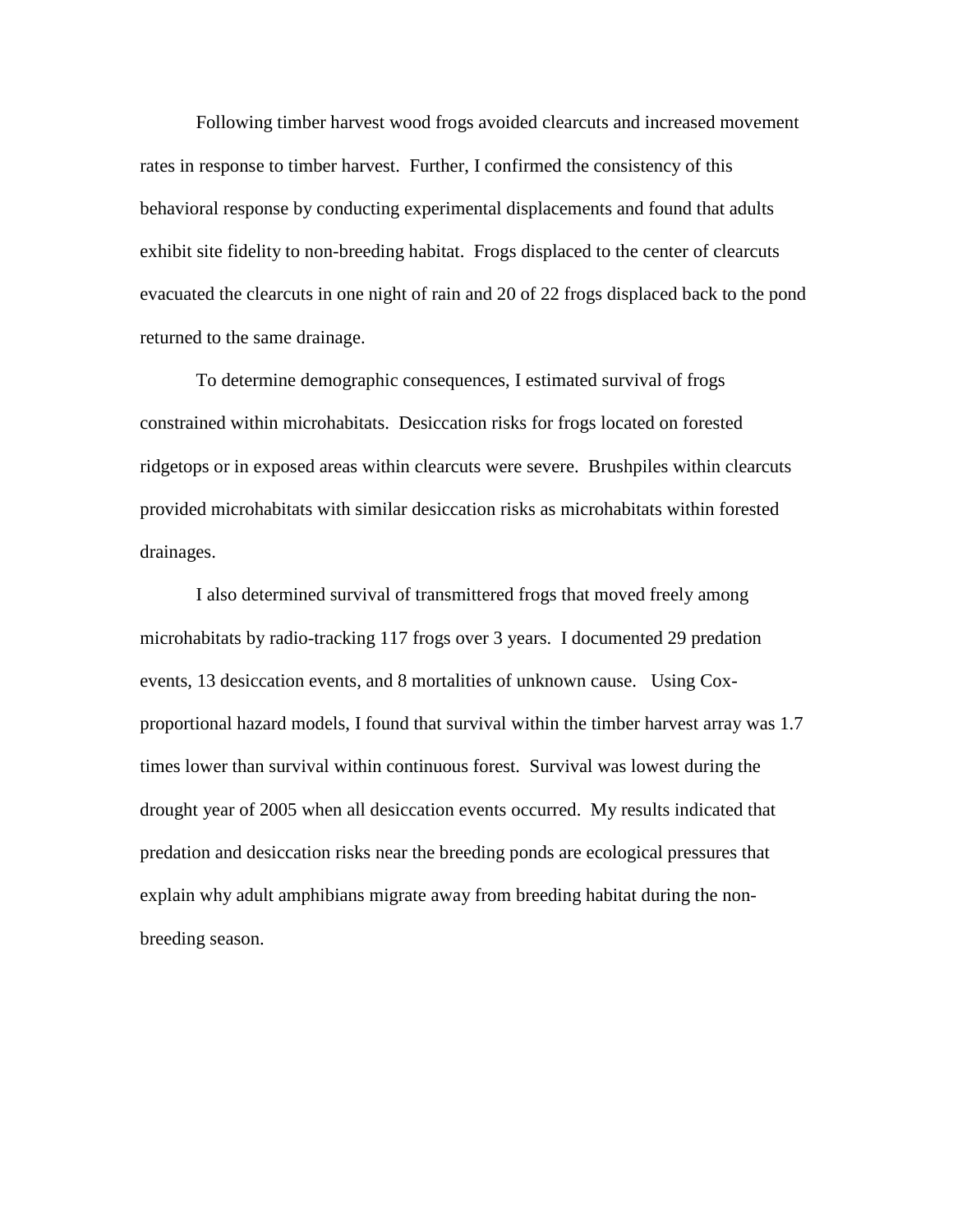Following timber harvest wood frogs avoided clearcuts and increased movement rates in response to timber harvest. Further, I confirmed the consistency of this behavioral response by conducting experimental displacements and found that adults exhibit site fidelity to non-breeding habitat. Frogs displaced to the center of clearcuts evacuated the clearcuts in one night of rain and 20 of 22 frogs displaced back to the pond returned to the same drainage.

To determine demographic consequences, I estimated survival of frogs constrained within microhabitats. Desiccation risks for frogs located on forested ridgetops or in exposed areas within clearcuts were severe. Brushpiles within clearcuts provided microhabitats with similar desiccation risks as microhabitats within forested drainages.

I also determined survival of transmittered frogs that moved freely among microhabitats by radio-tracking 117 frogs over 3 years. I documented 29 predation events, 13 desiccation events, and 8 mortalities of unknown cause. Using Cox-proportional hazard models, I found that survival within the timber harvest array was 1.7 times lower than survival within continuous forest. Survival was lowest during the drought year of 2005 when all desiccation events occurred. My results indicated that predation and desiccation risks near the breeding ponds are ecological pressures that explain why adult amphibians migrate away from breeding habitat during the non-breeding season.